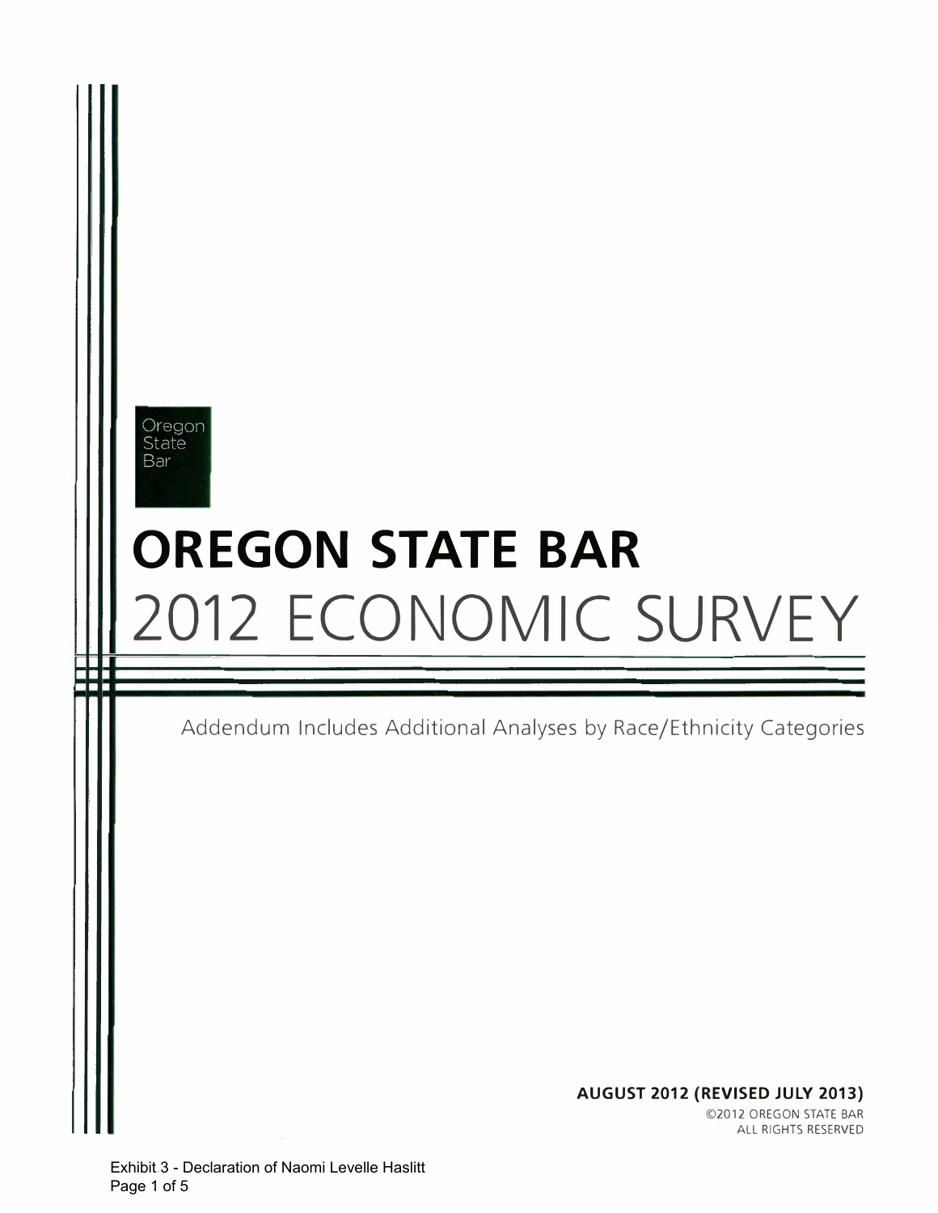Oregon State Bar

# OREGON STATE BAR

# 2012 ECONOMIC SURVEY

Addendum Includes Additional Analyses by Race/Ethnicity Categories

**AUGUST 2012 (REVISED JULY 2013)**

©2012 OREGON STATE BAR
ALL RIGHTS RESERVED

Exhibit 3 - Declaration of Naomi Levelle Haslitt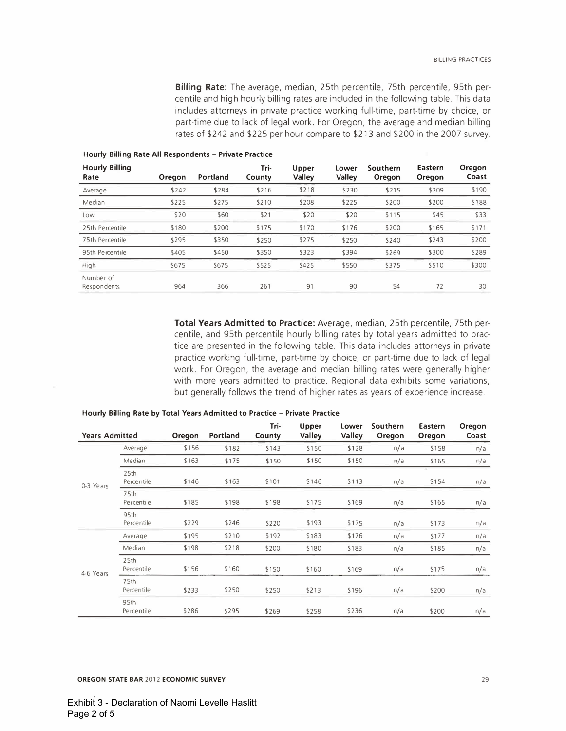**Billing Rate:** The average, median, 25th percentile, 75th percentile, 95th percentile and high hourly billing rates are included in the following table. This data includes attorneys in private practice working full-time, part-time by choice, or part-time due to lack of legal work. For Oregon, the average and median billing rates of $242 and $225 per hour compare to $213 and $200 in the 2007 survey.

**Hourly Billing Rate All Respondents – Private Practice**

| Hourly Billing Rate | Oregon | Portland | Tri-County | Upper Valley | Lower Valley | Southern Oregon | Eastern Oregon | Oregon Coast |
|---|---|---|---|---|---|---|---|---|
| Average | $242 | $284 | $216 | $218 | $230 | $215 | $209 | $190 |
| Median | $225 | $275 | $210 | $208 | $225 | $200 | $200 | $188 |
| Low | $20 | $60 | $21 | $20 | $20 | $115 | $45 | $33 |
| 25th Percentile | $180 | $200 | $175 | $170 | $176 | $200 | $165 | $171 |
| 75th Percentile | $295 | $350 | $250 | $275 | $250 | $240 | $243 | $200 |
| 95th Percentile | $405 | $450 | $350 | $323 | $394 | $269 | $300 | $289 |
| High | $675 | $675 | $525 | $425 | $550 | $375 | $510 | $300 |
| Number of Respondents | 964 | 366 | 261 | 91 | 90 | 54 | 72 | 30 |

**Total Years Admitted to Practice:** Average, median, 25th percentile, 75th percentile, and 95th percentile hourly billing rates by total years admitted to practice are presented in the following table. This data includes attorneys in private practice working full-time, part-time by choice, or part-time due to lack of legal work. For Oregon, the average and median billing rates were generally higher with more years admitted to practice. Regional data exhibits some variations, but generally follows the trend of higher rates as years of experience increase.

**Hourly Billing Rate by Total Years Admitted to Practice – Private Practice**

| Years Admitted | | Oregon | Portland | Tri-County | Upper Valley | Lower Valley | Southern Oregon | Eastern Oregon | Oregon Coast |
|---|---|---|---|---|---|---|---|---|---|
| 0-3 Years | Average | $156 | $182 | $143 | $150 | $128 | n/a | $158 | n/a |
| | Median | $163 | $175 | $150 | $150 | $150 | n/a | $165 | n/a |
| | 25th Percentile | $146 | $163 | $101 | $146 | $113 | n/a | $154 | n/a |
| | 75th Percentile | $185 | $198 | $198 | $175 | $169 | n/a | $165 | n/a |
| | 95th Percentile | $229 | $246 | $220 | $193 | $175 | n/a | $173 | n/a |
| 4-6 Years | Average | $195 | $210 | $192 | $183 | $176 | n/a | $177 | n/a |
| | Median | $198 | $218 | $200 | $180 | $183 | n/a | $185 | n/a |
| | 25th Percentile | $156 | $160 | $150 | $160 | $169 | n/a | $175 | n/a |
| | 75th Percentile | $233 | $250 | $250 | $213 | $196 | n/a | $200 | n/a |
| | 95th Percentile | $286 | $295 | $269 | $258 | $236 | n/a | $200 | n/a |

Exhibit 3 - Declaration of Naomi Levelle Haslitt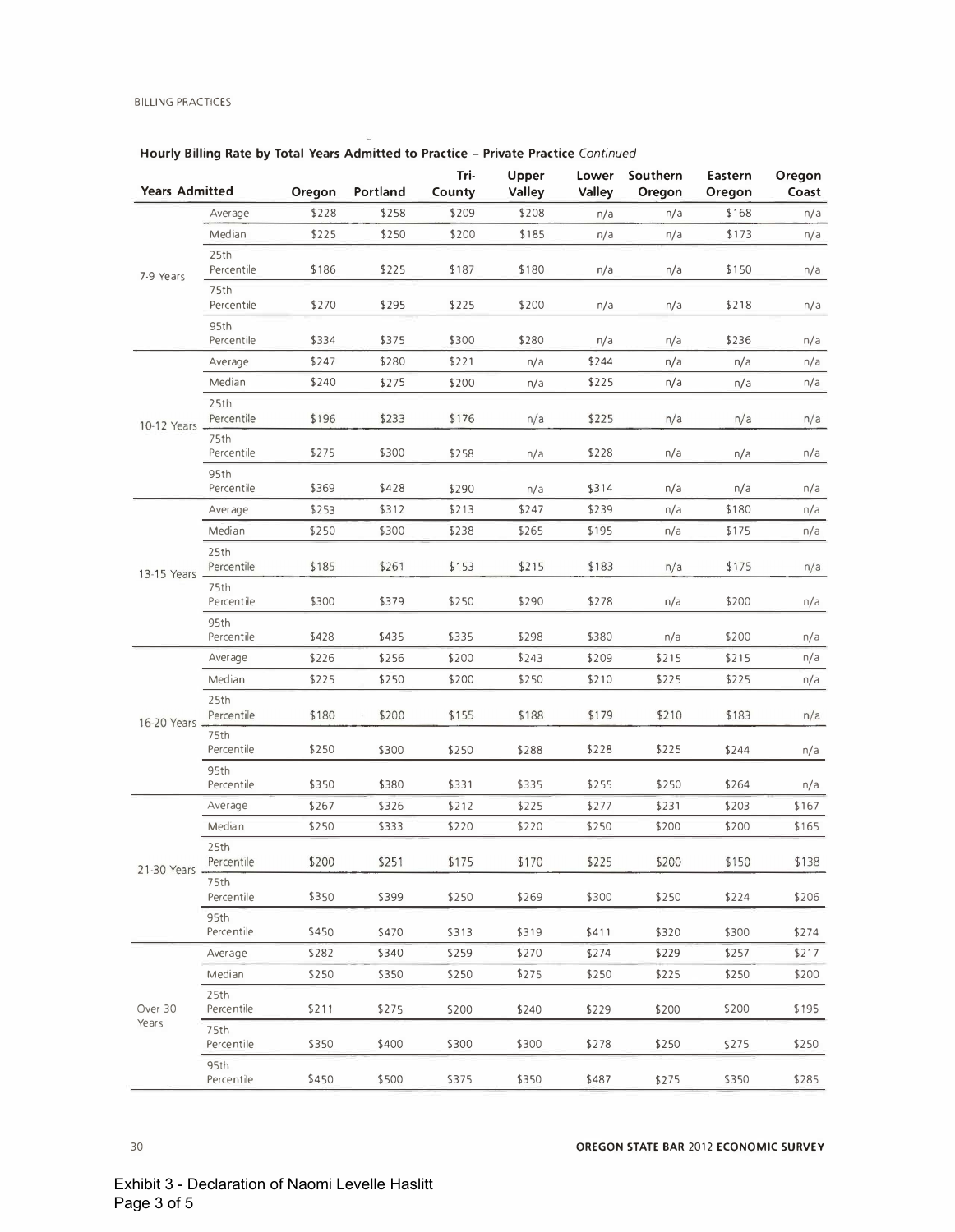## Hourly Billing Rate by Total Years Admitted to Practice – Private Practice *Continued*

| Years Admitted | | Oregon | Portland | Tri-County | Upper Valley | Lower Valley | Southern Oregon | Eastern Oregon | Oregon Coast |
|---|---|---|---|---|---|---|---|---|---|
| 7-9 Years | Average | $228 | $258 | $209 | $208 | n/a | n/a | $168 | n/a |
| | Median | $225 | $250 | $200 | $185 | n/a | n/a | $173 | n/a |
| | 25th Percentile | $186 | $225 | $187 | $180 | n/a | n/a | $150 | n/a |
| | 75th Percentile | $270 | $295 | $225 | $200 | n/a | n/a | $218 | n/a |
| | 95th Percentile | $334 | $375 | $300 | $280 | n/a | n/a | $236 | n/a |
| 10-12 Years | Average | $247 | $280 | $221 | n/a | $244 | n/a | n/a | n/a |
| | Median | $240 | $275 | $200 | n/a | $225 | n/a | n/a | n/a |
| | 25th Percentile | $196 | $233 | $176 | n/a | $225 | n/a | n/a | n/a |
| | 75th Percentile | $275 | $300 | $258 | n/a | $228 | n/a | n/a | n/a |
| | 95th Percentile | $369 | $428 | $290 | n/a | $314 | n/a | n/a | n/a |
| 13-15 Years | Average | $253 | $312 | $213 | $247 | $239 | n/a | $180 | n/a |
| | Median | $250 | $300 | $238 | $265 | $195 | n/a | $175 | n/a |
| | 25th Percentile | $185 | $261 | $153 | $215 | $183 | n/a | $175 | n/a |
| | 75th Percentile | $300 | $379 | $250 | $290 | $278 | n/a | $200 | n/a |
| | 95th Percentile | $428 | $435 | $335 | $298 | $380 | n/a | $200 | n/a |
| 16-20 Years | Average | $226 | $256 | $200 | $243 | $209 | $215 | $215 | n/a |
| | Median | $225 | $250 | $200 | $250 | $210 | $225 | $225 | n/a |
| | 25th Percentile | $180 | $200 | $155 | $188 | $179 | $210 | $183 | n/a |
| | 75th Percentile | $250 | $300 | $250 | $288 | $228 | $225 | $244 | n/a |
| | 95th Percentile | $350 | $380 | $331 | $335 | $255 | $250 | $264 | n/a |
| 21-30 Years | Average | $267 | $326 | $212 | $225 | $277 | $231 | $203 | $167 |
| | Median | $250 | $333 | $220 | $220 | $250 | $200 | $200 | $165 |
| | 25th Percentile | $200 | $251 | $175 | $170 | $225 | $200 | $150 | $138 |
| | 75th Percentile | $350 | $399 | $250 | $269 | $300 | $250 | $224 | $206 |
| | 95th Percentile | $450 | $470 | $313 | $319 | $411 | $320 | $300 | $274 |
| Over 30 Years | Average | $282 | $340 | $259 | $270 | $274 | $229 | $257 | $217 |
| | Median | $250 | $350 | $250 | $275 | $250 | $225 | $250 | $200 |
| | 25th Percentile | $211 | $275 | $200 | $240 | $229 | $200 | $200 | $195 |
| | 75th Percentile | $350 | $400 | $300 | $300 | $278 | $250 | $275 | $250 |
| | 95th Percentile | $450 | $500 | $375 | $350 | $487 | $275 | $350 | $285 |

Exhibit 3 - Declaration of Naomi Levelle Haslitt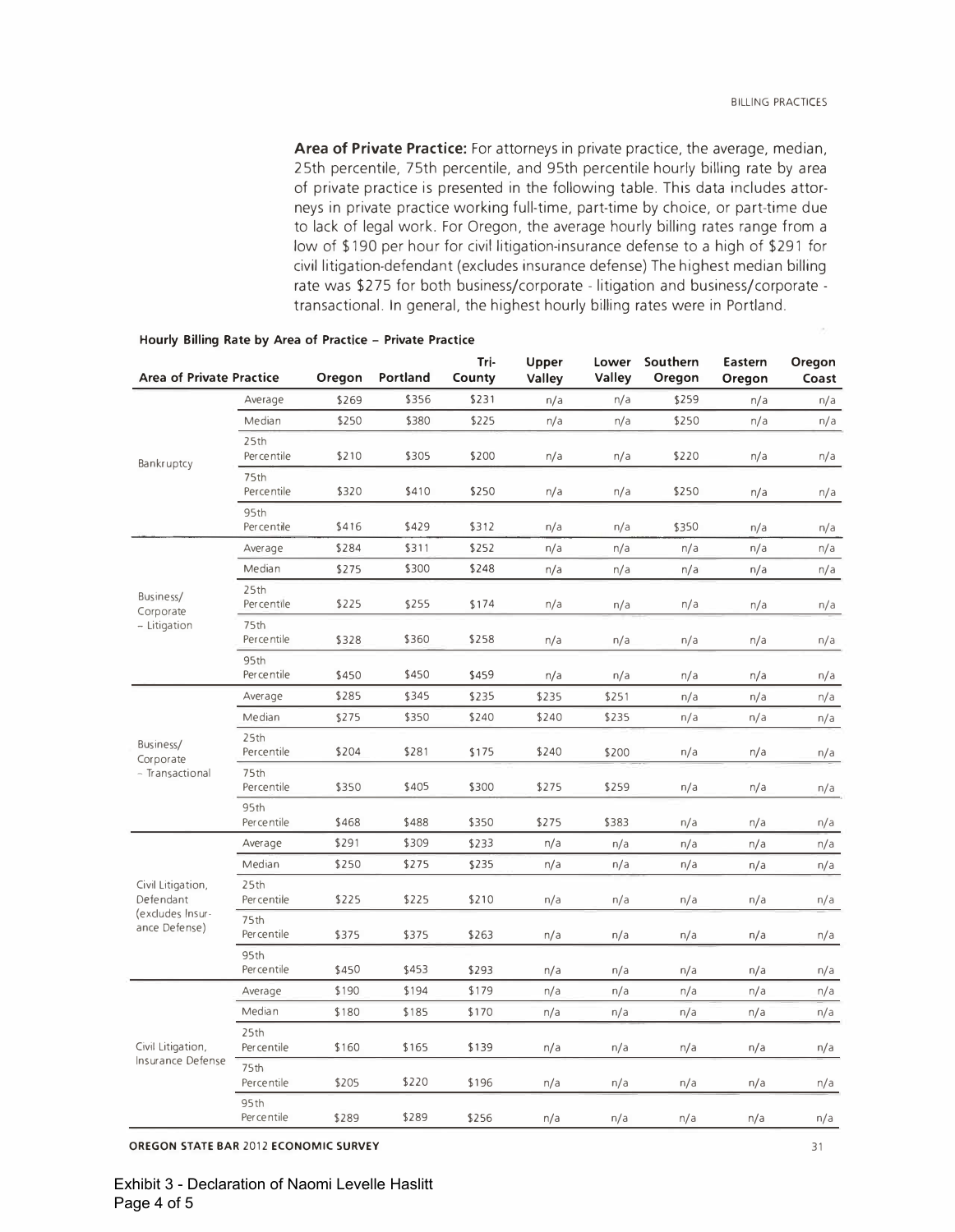**Area of Private Practice:** For attorneys in private practice, the average, median, 25th percentile, 75th percentile, and 95th percentile hourly billing rate by area of private practice is presented in the following table. This data includes attorneys in private practice working full-time, part-time by choice, or part-time due to lack of legal work. For Oregon, the average hourly billing rates range from a low of $190 per hour for civil litigation-insurance defense to a high of $291 for civil litigation-defendant (excludes insurance defense) The highest median billing rate was $275 for both business/corporate - litigation and business/corporate - transactional. In general, the highest hourly billing rates were in Portland.

**Hourly Billing Rate by Area of Practice – Private Practice**

| Area of Private Practice | | Oregon | Portland | Tri-County | Upper Valley | Lower Valley | Southern Oregon | Eastern Oregon | Oregon Coast |
|---|---|---|---|---|---|---|---|---|---|
| Bankruptcy | Average | $269 | $356 | $231 | n/a | n/a | $259 | n/a | n/a |
| | Median | $250 | $380 | $225 | n/a | n/a | $250 | n/a | n/a |
| | 25th Percentile | $210 | $305 | $200 | n/a | n/a | $220 | n/a | n/a |
| | 75th Percentile | $320 | $410 | $250 | n/a | n/a | $250 | n/a | n/a |
| | 95th Percentile | $416 | $429 | $312 | n/a | n/a | $350 | n/a | n/a |
| Business/ Corporate – Litigation | Average | $284 | $311 | $252 | n/a | n/a | n/a | n/a | n/a |
| | Median | $275 | $300 | $248 | n/a | n/a | n/a | n/a | n/a |
| | 25th Percentile | $225 | $255 | $174 | n/a | n/a | n/a | n/a | n/a |
| | 75th Percentile | $328 | $360 | $258 | n/a | n/a | n/a | n/a | n/a |
| | 95th Percentile | $450 | $450 | $459 | n/a | n/a | n/a | n/a | n/a |
| Business/ Corporate – Transactional | Average | $285 | $345 | $235 | $235 | $251 | n/a | n/a | n/a |
| | Median | $275 | $350 | $240 | $240 | $235 | n/a | n/a | n/a |
| | 25th Percentile | $204 | $281 | $175 | $240 | $200 | n/a | n/a | n/a |
| | 75th Percentile | $350 | $405 | $300 | $275 | $259 | n/a | n/a | n/a |
| | 95th Percentile | $468 | $488 | $350 | $275 | $383 | n/a | n/a | n/a |
| Civil Litigation, Defendant (excludes Insurance Defense) | Average | $291 | $309 | $233 | n/a | n/a | n/a | n/a | n/a |
| | Median | $250 | $275 | $235 | n/a | n/a | n/a | n/a | n/a |
| | 25th Percentile | $225 | $225 | $210 | n/a | n/a | n/a | n/a | n/a |
| | 75th Percentile | $375 | $375 | $263 | n/a | n/a | n/a | n/a | n/a |
| | 95th Percentile | $450 | $453 | $293 | n/a | n/a | n/a | n/a | n/a |
| Civil Litigation, Insurance Defense | Average | $190 | $194 | $179 | n/a | n/a | n/a | n/a | n/a |
| | Median | $180 | $185 | $170 | n/a | n/a | n/a | n/a | n/a |
| | 25th Percentile | $160 | $165 | $139 | n/a | n/a | n/a | n/a | n/a |
| | 75th Percentile | $205 | $220 | $196 | n/a | n/a | n/a | n/a | n/a |
| | 95th Percentile | $289 | $289 | $256 | n/a | n/a | n/a | n/a | n/a |

Exhibit 3 - Declaration of Naomi Levelle Haslitt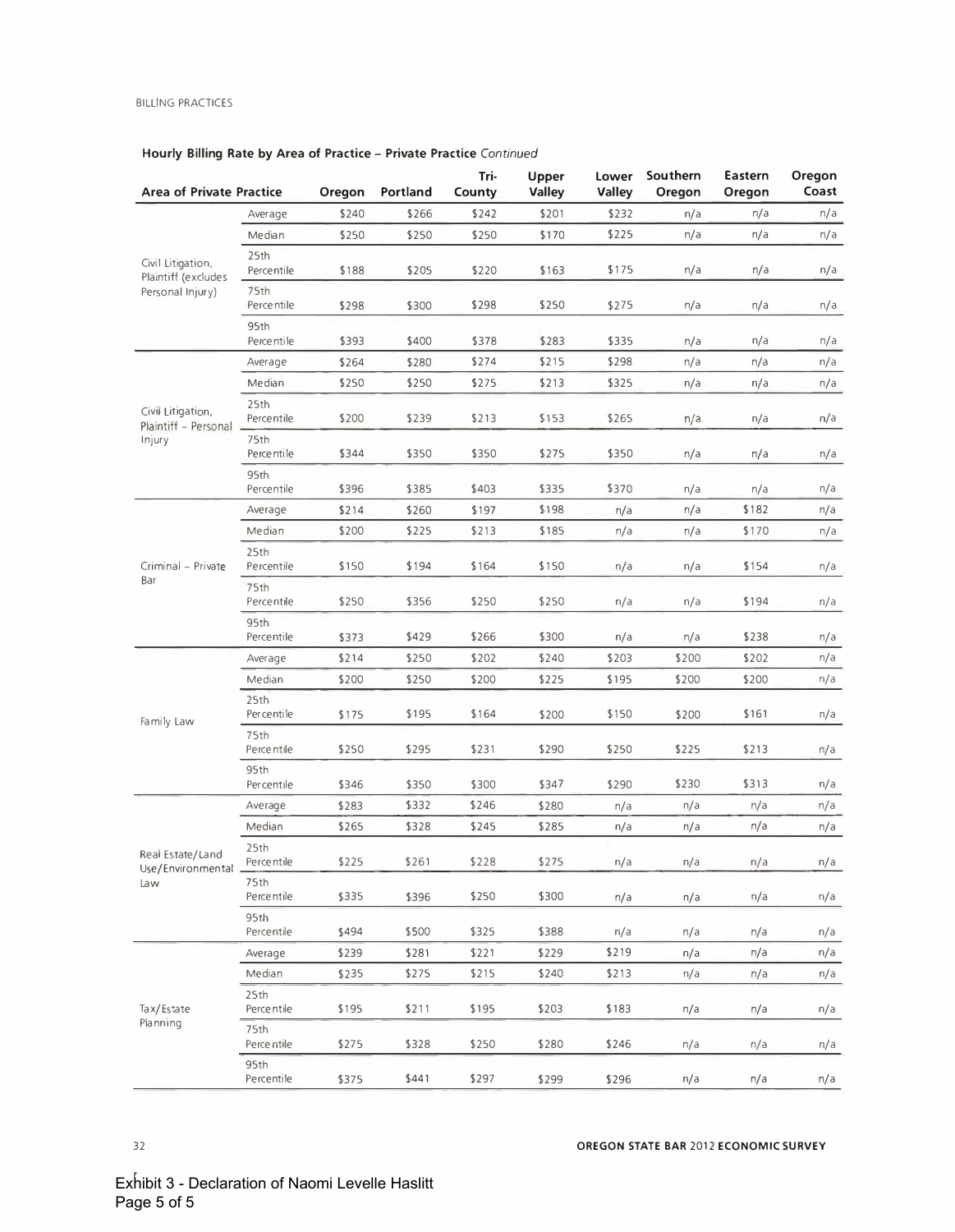### Hourly Billing Rate by Area of Practice – Private Practice *Continued*

| Area of Private Practice | | Oregon | Portland | Tri-County | Upper Valley | Lower Valley | Southern Oregon | Eastern Oregon | Oregon Coast |
|---|---|---|---|---|---|---|---|---|---|
| Civil Litigation, Plaintiff (excludes Personal Injury) | Average | $240 | $266 | $242 | $201 | $232 | n/a | n/a | n/a |
| | Median | $250 | $250 | $250 | $170 | $225 | n/a | n/a | n/a |
| | 25th Percentile | $188 | $205 | $220 | $163 | $175 | n/a | n/a | n/a |
| | 75th Percentile | $298 | $300 | $298 | $250 | $275 | n/a | n/a | n/a |
| | 95th Percentile | $393 | $400 | $378 | $283 | $335 | n/a | n/a | n/a |
| Civil Litigation, Plaintiff – Personal Injury | Average | $264 | $280 | $274 | $215 | $298 | n/a | n/a | n/a |
| | Median | $250 | $250 | $275 | $213 | $325 | n/a | n/a | n/a |
| | 25th Percentile | $200 | $239 | $213 | $153 | $265 | n/a | n/a | n/a |
| | 75th Percentile | $344 | $350 | $350 | $275 | $350 | n/a | n/a | n/a |
| | 95th Percentile | $396 | $385 | $403 | $335 | $370 | n/a | n/a | n/a |
| Criminal – Private Bar | Average | $214 | $260 | $197 | $198 | n/a | n/a | $182 | n/a |
| | Median | $200 | $225 | $213 | $185 | n/a | n/a | $170 | n/a |
| | 25th Percentile | $150 | $194 | $164 | $150 | n/a | n/a | $154 | n/a |
| | 75th Percentile | $250 | $356 | $250 | $250 | n/a | n/a | $194 | n/a |
| | 95th Percentile | $373 | $429 | $266 | $300 | n/a | n/a | $238 | n/a |
| Family Law | Average | $214 | $250 | $202 | $240 | $203 | $200 | $202 | n/a |
| | Median | $200 | $250 | $200 | $225 | $195 | $200 | $200 | n/a |
| | 25th Percentile | $175 | $195 | $164 | $200 | $150 | $200 | $161 | n/a |
| | 75th Percentile | $250 | $295 | $231 | $290 | $250 | $225 | $213 | n/a |
| | 95th Percentile | $346 | $350 | $300 | $347 | $290 | $230 | $313 | n/a |
| Real Estate/Land Use/Environmental Law | Average | $283 | $332 | $246 | $280 | n/a | n/a | n/a | n/a |
| | Median | $265 | $328 | $245 | $285 | n/a | n/a | n/a | n/a |
| | 25th Percentile | $225 | $261 | $228 | $275 | n/a | n/a | n/a | n/a |
| | 75th Percentile | $335 | $396 | $250 | $300 | n/a | n/a | n/a | n/a |
| | 95th Percentile | $494 | $500 | $325 | $388 | n/a | n/a | n/a | n/a |
| Tax/Estate Planning | Average | $239 | $281 | $221 | $229 | $219 | n/a | n/a | n/a |
| | Median | $235 | $275 | $215 | $240 | $213 | n/a | n/a | n/a |
| | 25th Percentile | $195 | $211 | $195 | $203 | $183 | n/a | n/a | n/a |
| | 75th Percentile | $275 | $328 | $250 | $280 | $246 | n/a | n/a | n/a |
| | 95th Percentile | $375 | $441 | $297 | $299 | $296 | n/a | n/a | n/a |

Exhibit 3 - Declaration of Naomi Levelle Haslitt
Page 5 of 5